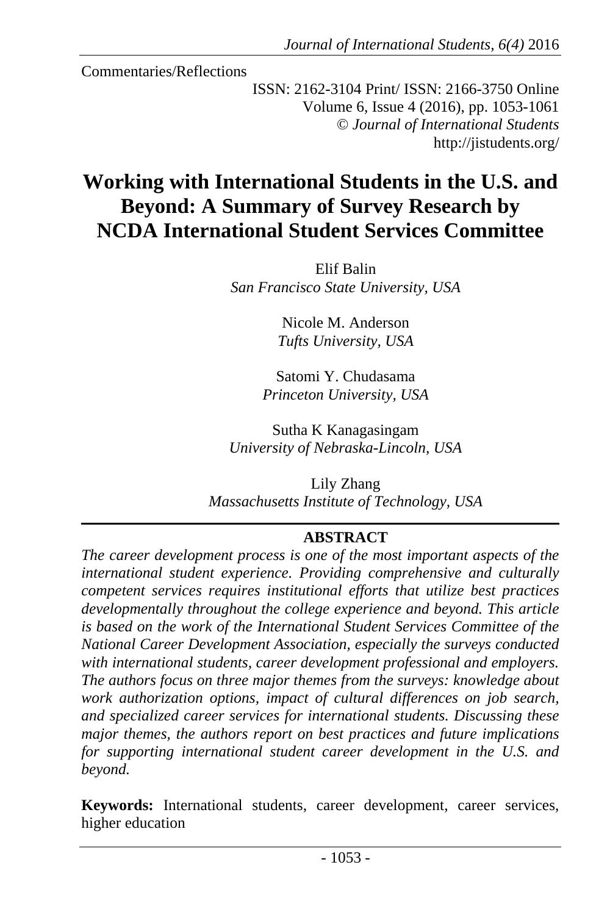Commentaries/Reflections

ISSN: 2162-3104 Print/ ISSN: 2166-3750 Online
Volume 6, Issue 4 (2016), pp. 1053-1061
© *Journal of International Students*
http://jistudents.org/

# Working with International Students in the U.S. and Beyond: A Summary of Survey Research by NCDA International Student Services Committee

Elif Balin
*San Francisco State University, USA*

Nicole M. Anderson
*Tufts University, USA*

Satomi Y. Chudasama
*Princeton University, USA*

Sutha K Kanagasingam
*University of Nebraska-Lincoln, USA*

Lily Zhang
*Massachusetts Institute of Technology, USA*

## ABSTRACT

*The career development process is one of the most important aspects of the international student experience. Providing comprehensive and culturally competent services requires institutional efforts that utilize best practices developmentally throughout the college experience and beyond. This article is based on the work of the International Student Services Committee of the National Career Development Association, especially the surveys conducted with international students, career development professional and employers. The authors focus on three major themes from the surveys: knowledge about work authorization options, impact of cultural differences on job search, and specialized career services for international students. Discussing these major themes, the authors report on best practices and future implications for supporting international student career development in the U.S. and beyond.*

**Keywords:** International students, career development, career services, higher education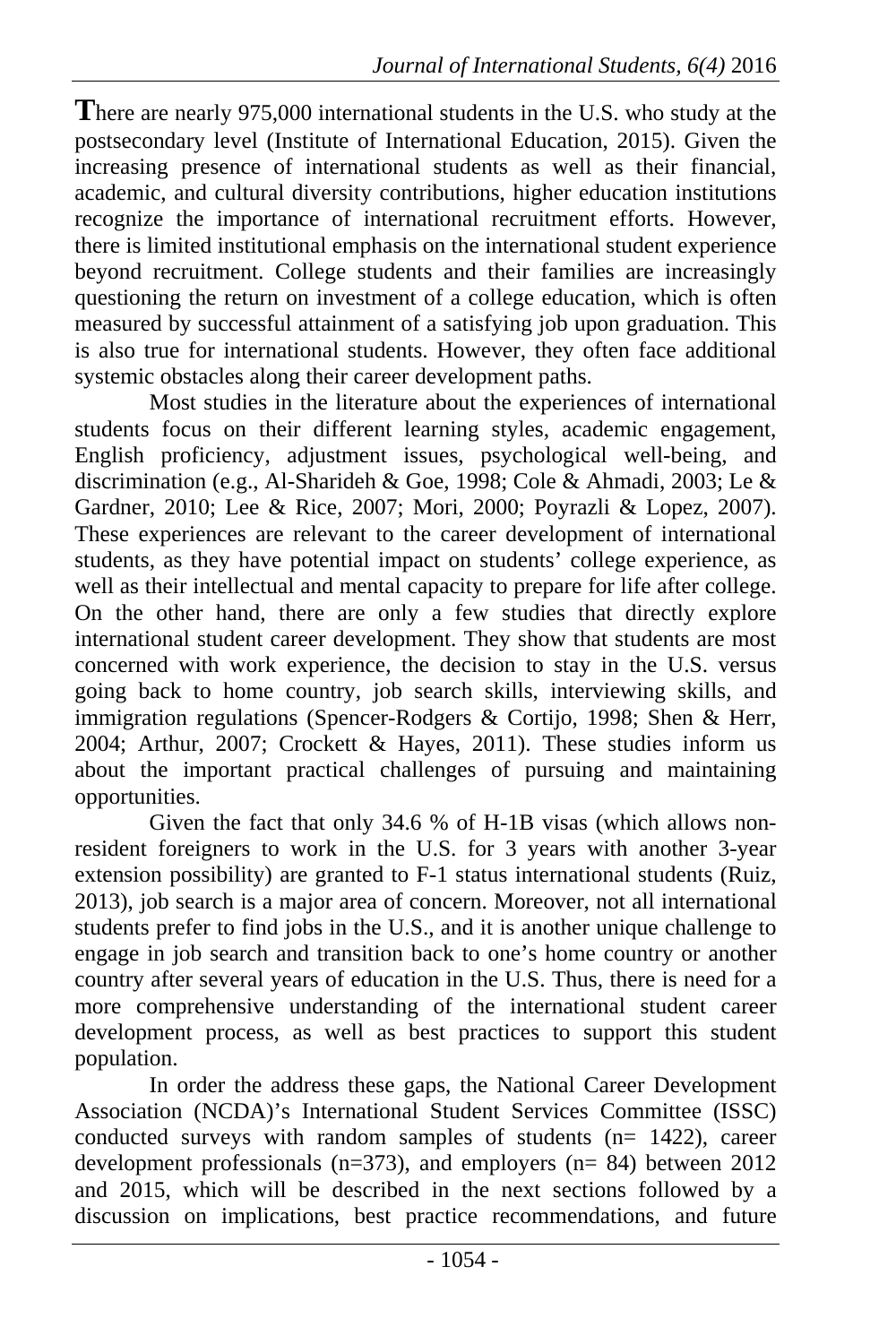**T**here are nearly 975,000 international students in the U.S. who study at the postsecondary level (Institute of International Education, 2015). Given the increasing presence of international students as well as their financial, academic, and cultural diversity contributions, higher education institutions recognize the importance of international recruitment efforts. However, there is limited institutional emphasis on the international student experience beyond recruitment. College students and their families are increasingly questioning the return on investment of a college education, which is often measured by successful attainment of a satisfying job upon graduation. This is also true for international students. However, they often face additional systemic obstacles along their career development paths.

Most studies in the literature about the experiences of international students focus on their different learning styles, academic engagement, English proficiency, adjustment issues, psychological well-being, and discrimination (e.g., Al-Sharideh & Goe, 1998; Cole & Ahmadi, 2003; Le & Gardner, 2010; Lee & Rice, 2007; Mori, 2000; Poyrazli & Lopez, 2007). These experiences are relevant to the career development of international students, as they have potential impact on students' college experience, as well as their intellectual and mental capacity to prepare for life after college. On the other hand, there are only a few studies that directly explore international student career development. They show that students are most concerned with work experience, the decision to stay in the U.S. versus going back to home country, job search skills, interviewing skills, and immigration regulations (Spencer-Rodgers & Cortijo, 1998; Shen & Herr, 2004; Arthur, 2007; Crockett & Hayes, 2011). These studies inform us about the important practical challenges of pursuing and maintaining opportunities.

Given the fact that only 34.6 % of H-1B visas (which allows non-resident foreigners to work in the U.S. for 3 years with another 3-year extension possibility) are granted to F-1 status international students (Ruiz, 2013), job search is a major area of concern. Moreover, not all international students prefer to find jobs in the U.S., and it is another unique challenge to engage in job search and transition back to one's home country or another country after several years of education in the U.S. Thus, there is need for a more comprehensive understanding of the international student career development process, as well as best practices to support this student population.

In order the address these gaps, the National Career Development Association (NCDA)'s International Student Services Committee (ISSC) conducted surveys with random samples of students (n= 1422), career development professionals (n=373), and employers (n= 84) between 2012 and 2015, which will be described in the next sections followed by a discussion on implications, best practice recommendations, and future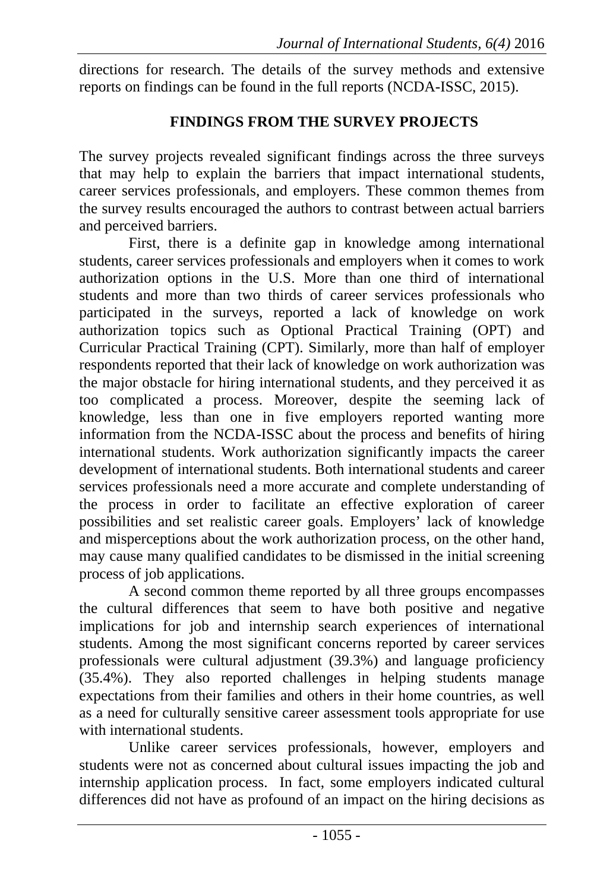directions for research. The details of the survey methods and extensive reports on findings can be found in the full reports (NCDA-ISSC, 2015).

## FINDINGS FROM THE SURVEY PROJECTS

The survey projects revealed significant findings across the three surveys that may help to explain the barriers that impact international students, career services professionals, and employers. These common themes from the survey results encouraged the authors to contrast between actual barriers and perceived barriers.

First, there is a definite gap in knowledge among international students, career services professionals and employers when it comes to work authorization options in the U.S. More than one third of international students and more than two thirds of career services professionals who participated in the surveys, reported a lack of knowledge on work authorization topics such as Optional Practical Training (OPT) and Curricular Practical Training (CPT). Similarly, more than half of employer respondents reported that their lack of knowledge on work authorization was the major obstacle for hiring international students, and they perceived it as too complicated a process. Moreover, despite the seeming lack of knowledge, less than one in five employers reported wanting more information from the NCDA-ISSC about the process and benefits of hiring international students. Work authorization significantly impacts the career development of international students. Both international students and career services professionals need a more accurate and complete understanding of the process in order to facilitate an effective exploration of career possibilities and set realistic career goals. Employers' lack of knowledge and misperceptions about the work authorization process, on the other hand, may cause many qualified candidates to be dismissed in the initial screening process of job applications.

A second common theme reported by all three groups encompasses the cultural differences that seem to have both positive and negative implications for job and internship search experiences of international students. Among the most significant concerns reported by career services professionals were cultural adjustment (39.3%) and language proficiency (35.4%). They also reported challenges in helping students manage expectations from their families and others in their home countries, as well as a need for culturally sensitive career assessment tools appropriate for use with international students.

Unlike career services professionals, however, employers and students were not as concerned about cultural issues impacting the job and internship application process. In fact, some employers indicated cultural differences did not have as profound of an impact on the hiring decisions as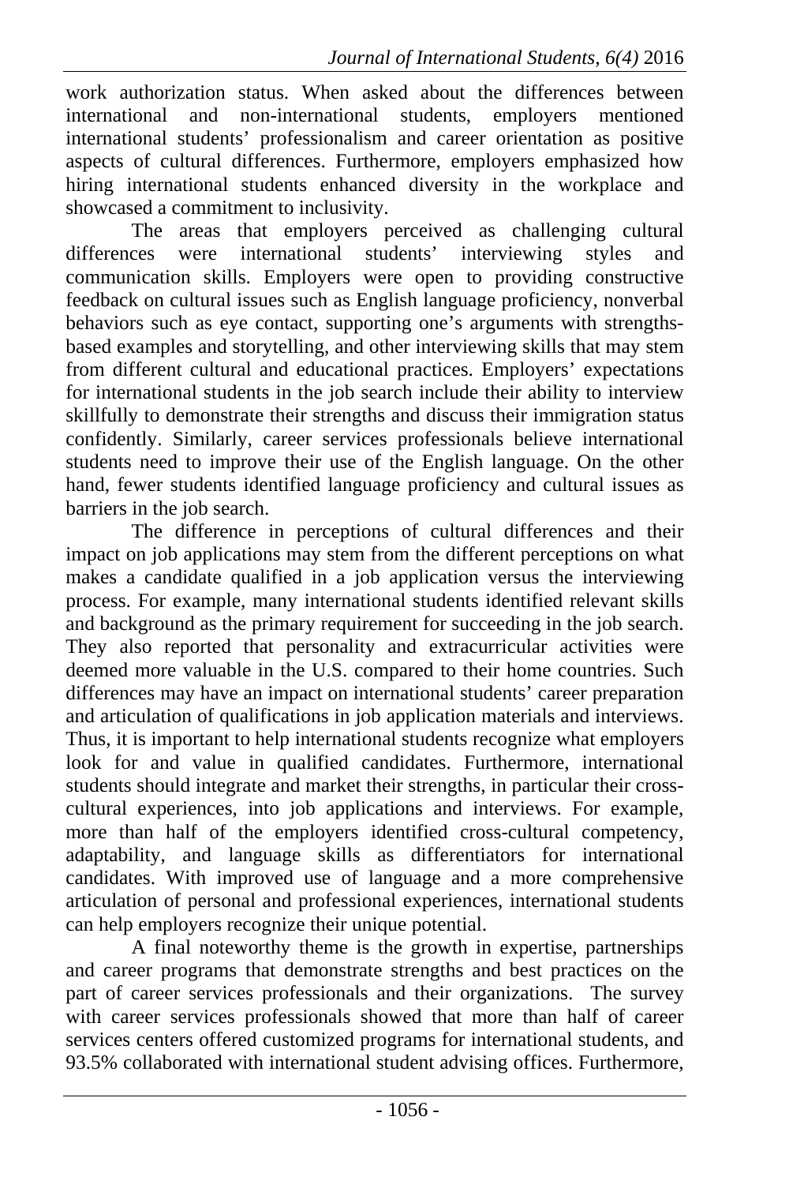work authorization status. When asked about the differences between international and non-international students, employers mentioned international students' professionalism and career orientation as positive aspects of cultural differences. Furthermore, employers emphasized how hiring international students enhanced diversity in the workplace and showcased a commitment to inclusivity.

The areas that employers perceived as challenging cultural differences were international students' interviewing styles and communication skills. Employers were open to providing constructive feedback on cultural issues such as English language proficiency, nonverbal behaviors such as eye contact, supporting one's arguments with strengths-based examples and storytelling, and other interviewing skills that may stem from different cultural and educational practices. Employers' expectations for international students in the job search include their ability to interview skillfully to demonstrate their strengths and discuss their immigration status confidently. Similarly, career services professionals believe international students need to improve their use of the English language. On the other hand, fewer students identified language proficiency and cultural issues as barriers in the job search.

The difference in perceptions of cultural differences and their impact on job applications may stem from the different perceptions on what makes a candidate qualified in a job application versus the interviewing process. For example, many international students identified relevant skills and background as the primary requirement for succeeding in the job search. They also reported that personality and extracurricular activities were deemed more valuable in the U.S. compared to their home countries. Such differences may have an impact on international students' career preparation and articulation of qualifications in job application materials and interviews. Thus, it is important to help international students recognize what employers look for and value in qualified candidates. Furthermore, international students should integrate and market their strengths, in particular their cross-cultural experiences, into job applications and interviews. For example, more than half of the employers identified cross-cultural competency, adaptability, and language skills as differentiators for international candidates. With improved use of language and a more comprehensive articulation of personal and professional experiences, international students can help employers recognize their unique potential.

A final noteworthy theme is the growth in expertise, partnerships and career programs that demonstrate strengths and best practices on the part of career services professionals and their organizations. The survey with career services professionals showed that more than half of career services centers offered customized programs for international students, and 93.5% collaborated with international student advising offices. Furthermore,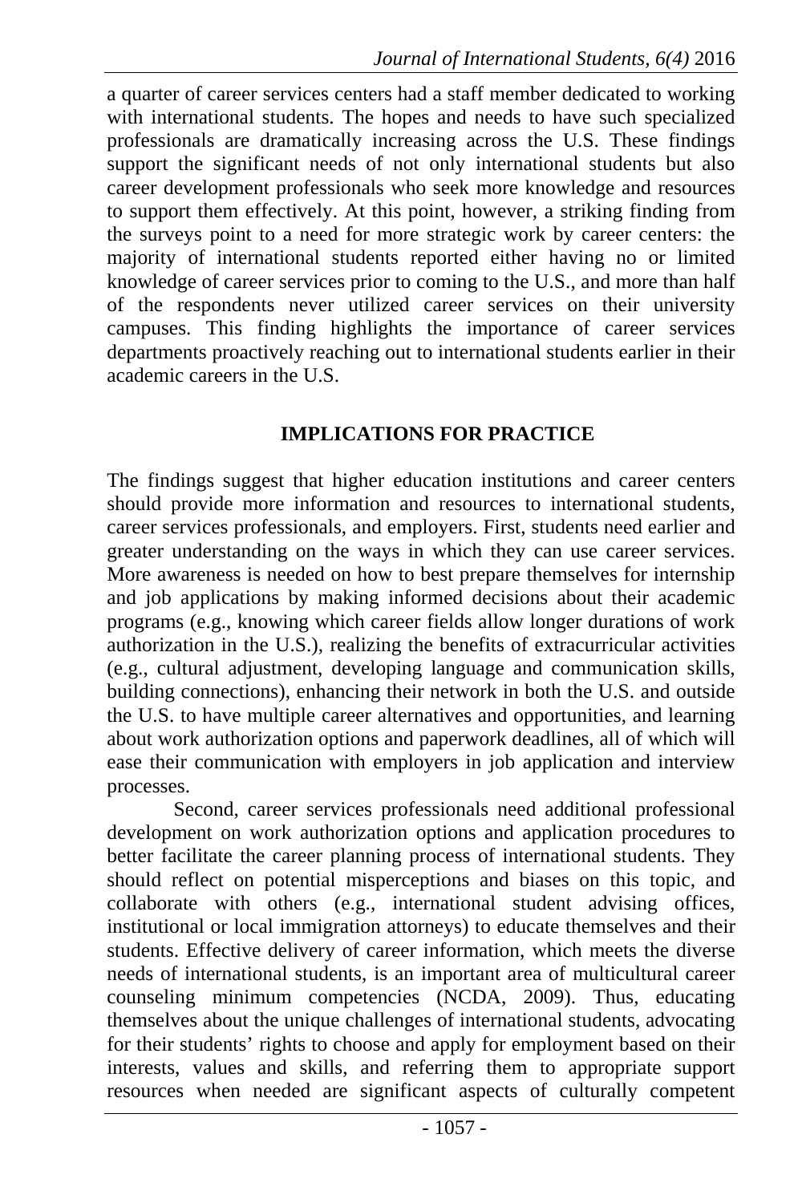a quarter of career services centers had a staff member dedicated to working with international students. The hopes and needs to have such specialized professionals are dramatically increasing across the U.S. These findings support the significant needs of not only international students but also career development professionals who seek more knowledge and resources to support them effectively. At this point, however, a striking finding from the surveys point to a need for more strategic work by career centers: the majority of international students reported either having no or limited knowledge of career services prior to coming to the U.S., and more than half of the respondents never utilized career services on their university campuses. This finding highlights the importance of career services departments proactively reaching out to international students earlier in their academic careers in the U.S.

## IMPLICATIONS FOR PRACTICE

The findings suggest that higher education institutions and career centers should provide more information and resources to international students, career services professionals, and employers. First, students need earlier and greater understanding on the ways in which they can use career services. More awareness is needed on how to best prepare themselves for internship and job applications by making informed decisions about their academic programs (e.g., knowing which career fields allow longer durations of work authorization in the U.S.), realizing the benefits of extracurricular activities (e.g., cultural adjustment, developing language and communication skills, building connections), enhancing their network in both the U.S. and outside the U.S. to have multiple career alternatives and opportunities, and learning about work authorization options and paperwork deadlines, all of which will ease their communication with employers in job application and interview processes.

Second, career services professionals need additional professional development on work authorization options and application procedures to better facilitate the career planning process of international students. They should reflect on potential misperceptions and biases on this topic, and collaborate with others (e.g., international student advising offices, institutional or local immigration attorneys) to educate themselves and their students. Effective delivery of career information, which meets the diverse needs of international students, is an important area of multicultural career counseling minimum competencies (NCDA, 2009). Thus, educating themselves about the unique challenges of international students, advocating for their students' rights to choose and apply for employment based on their interests, values and skills, and referring them to appropriate support resources when needed are significant aspects of culturally competent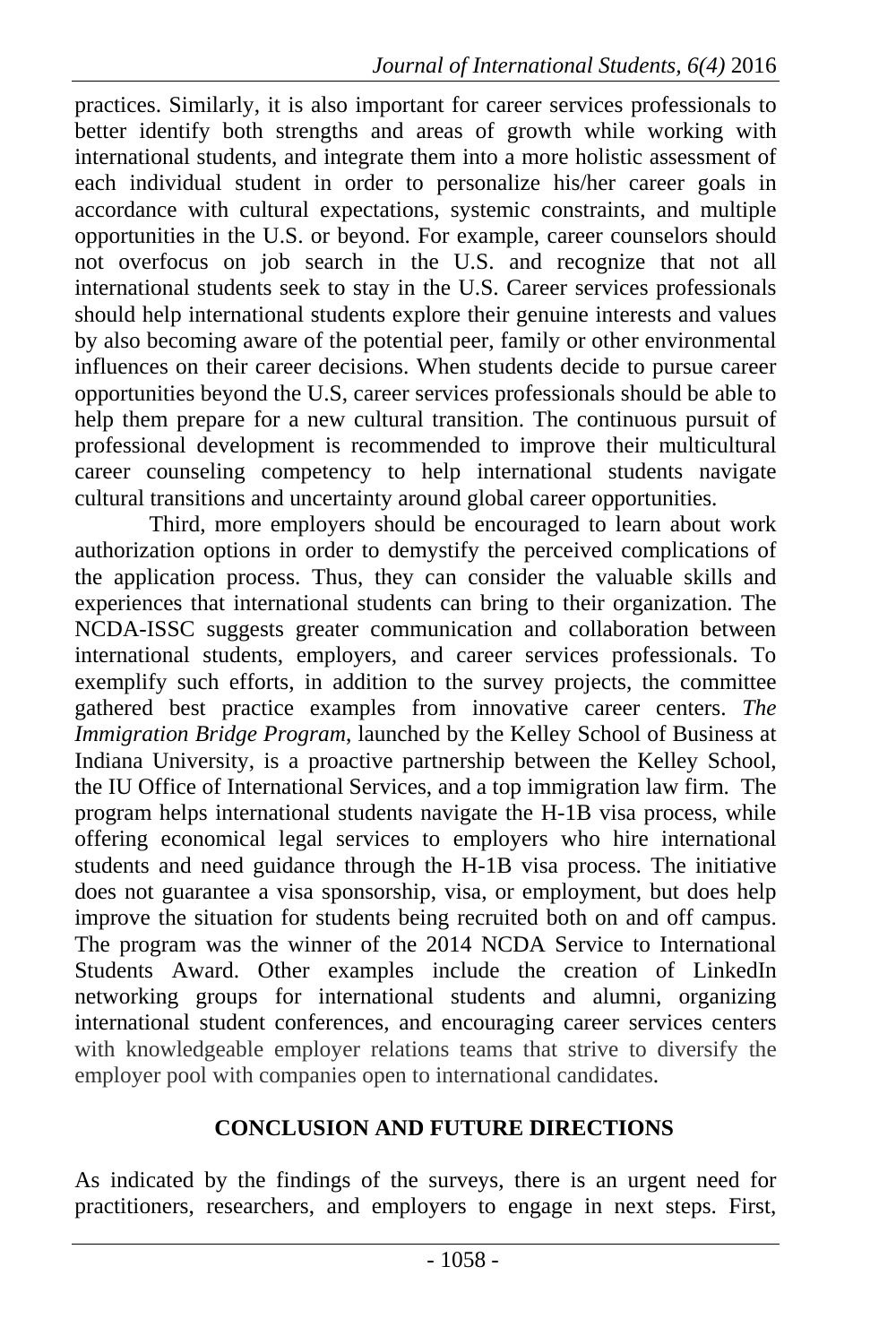practices. Similarly, it is also important for career services professionals to better identify both strengths and areas of growth while working with international students, and integrate them into a more holistic assessment of each individual student in order to personalize his/her career goals in accordance with cultural expectations, systemic constraints, and multiple opportunities in the U.S. or beyond. For example, career counselors should not overfocus on job search in the U.S. and recognize that not all international students seek to stay in the U.S. Career services professionals should help international students explore their genuine interests and values by also becoming aware of the potential peer, family or other environmental influences on their career decisions. When students decide to pursue career opportunities beyond the U.S, career services professionals should be able to help them prepare for a new cultural transition. The continuous pursuit of professional development is recommended to improve their multicultural career counseling competency to help international students navigate cultural transitions and uncertainty around global career opportunities.

Third, more employers should be encouraged to learn about work authorization options in order to demystify the perceived complications of the application process. Thus, they can consider the valuable skills and experiences that international students can bring to their organization. The NCDA-ISSC suggests greater communication and collaboration between international students, employers, and career services professionals. To exemplify such efforts, in addition to the survey projects, the committee gathered best practice examples from innovative career centers. *The Immigration Bridge Program*, launched by the Kelley School of Business at Indiana University, is a proactive partnership between the Kelley School, the IU Office of International Services, and a top immigration law firm. The program helps international students navigate the H-1B visa process, while offering economical legal services to employers who hire international students and need guidance through the H-1B visa process. The initiative does not guarantee a visa sponsorship, visa, or employment, but does help improve the situation for students being recruited both on and off campus. The program was the winner of the 2014 NCDA Service to International Students Award. Other examples include the creation of LinkedIn networking groups for international students and alumni, organizing international student conferences, and encouraging career services centers with knowledgeable employer relations teams that strive to diversify the employer pool with companies open to international candidates.

## CONCLUSION AND FUTURE DIRECTIONS

As indicated by the findings of the surveys, there is an urgent need for practitioners, researchers, and employers to engage in next steps. First,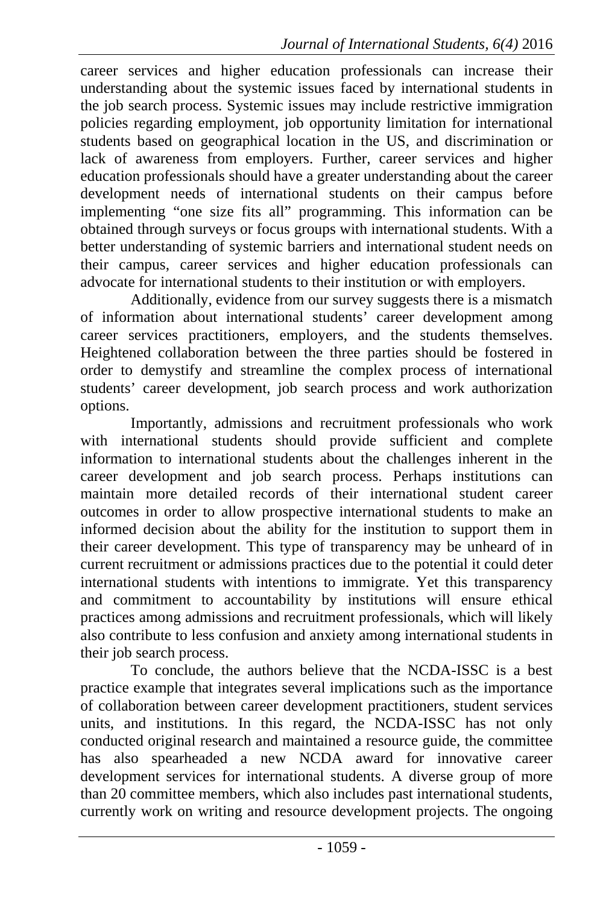career services and higher education professionals can increase their understanding about the systemic issues faced by international students in the job search process. Systemic issues may include restrictive immigration policies regarding employment, job opportunity limitation for international students based on geographical location in the US, and discrimination or lack of awareness from employers. Further, career services and higher education professionals should have a greater understanding about the career development needs of international students on their campus before implementing "one size fits all" programming. This information can be obtained through surveys or focus groups with international students. With a better understanding of systemic barriers and international student needs on their campus, career services and higher education professionals can advocate for international students to their institution or with employers.

Additionally, evidence from our survey suggests there is a mismatch of information about international students' career development among career services practitioners, employers, and the students themselves. Heightened collaboration between the three parties should be fostered in order to demystify and streamline the complex process of international students' career development, job search process and work authorization options.

Importantly, admissions and recruitment professionals who work with international students should provide sufficient and complete information to international students about the challenges inherent in the career development and job search process. Perhaps institutions can maintain more detailed records of their international student career outcomes in order to allow prospective international students to make an informed decision about the ability for the institution to support them in their career development. This type of transparency may be unheard of in current recruitment or admissions practices due to the potential it could deter international students with intentions to immigrate. Yet this transparency and commitment to accountability by institutions will ensure ethical practices among admissions and recruitment professionals, which will likely also contribute to less confusion and anxiety among international students in their job search process.

To conclude, the authors believe that the NCDA-ISSC is a best practice example that integrates several implications such as the importance of collaboration between career development practitioners, student services units, and institutions. In this regard, the NCDA-ISSC has not only conducted original research and maintained a resource guide, the committee has also spearheaded a new NCDA award for innovative career development services for international students. A diverse group of more than 20 committee members, which also includes past international students, currently work on writing and resource development projects. The ongoing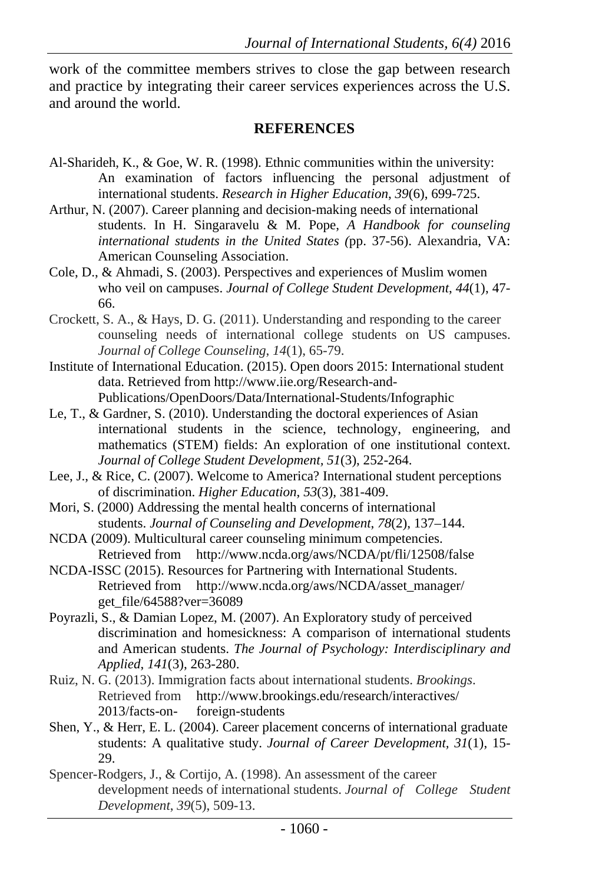work of the committee members strives to close the gap between research and practice by integrating their career services experiences across the U.S. and around the world.

## REFERENCES

Al-Sharideh, K., & Goe, W. R. (1998). Ethnic communities within the university: An examination of factors influencing the personal adjustment of international students. *Research in Higher Education*, *39*(6), 699-725.

Arthur, N. (2007). Career planning and decision-making needs of international students. In H. Singaravelu & M. Pope, *A Handbook for counseling international students in the United States (*pp. 37-56). Alexandria, VA: American Counseling Association.

Cole, D., & Ahmadi, S. (2003). Perspectives and experiences of Muslim women who veil on campuses. *Journal of College Student Development*, *44*(1), 47-66.

Crockett, S. A., & Hays, D. G. (2011). Understanding and responding to the career counseling needs of international college students on US campuses. *Journal of College Counseling*, *14*(1), 65-79.

Institute of International Education. (2015). Open doors 2015: International student data. Retrieved from http://www.iie.org/Research-and-Publications/OpenDoors/Data/International-Students/Infographic

Le, T., & Gardner, S. (2010). Understanding the doctoral experiences of Asian international students in the science, technology, engineering, and mathematics (STEM) fields: An exploration of one institutional context. *Journal of College Student Development, 51*(3), 252-264.

Lee, J., & Rice, C. (2007). Welcome to America? International student perceptions of discrimination. *Higher Education*, *53*(3), 381-409.

Mori, S. (2000) Addressing the mental health concerns of international students. *Journal of Counseling and Development*, *78*(2), 137–144.

NCDA (2009). Multicultural career counseling minimum competencies. Retrieved from http://www.ncda.org/aws/NCDA/pt/fli/12508/false

NCDA-ISSC (2015). Resources for Partnering with International Students. Retrieved from http://www.ncda.org/aws/NCDA/asset_manager/get_file/64588?ver=36089

Poyrazli, S., & Damian Lopez, M. (2007). An Exploratory study of perceived discrimination and homesickness: A comparison of international students and American students. *The Journal of Psychology: Interdisciplinary and Applied*, *141*(3), 263-280.

Ruiz, N. G. (2013). Immigration facts about international students. *Brookings*. Retrieved from http://www.brookings.edu/research/interactives/2013/facts-on-foreign-students

Shen, Y., & Herr, E. L. (2004). Career placement concerns of international graduate students: A qualitative study. *Journal of Career Development, 31*(1), 15-29.

Spencer-Rodgers, J., & Cortijo, A. (1998). An assessment of the career development needs of international students. *Journal of College Student Development*, *39*(5), 509-13.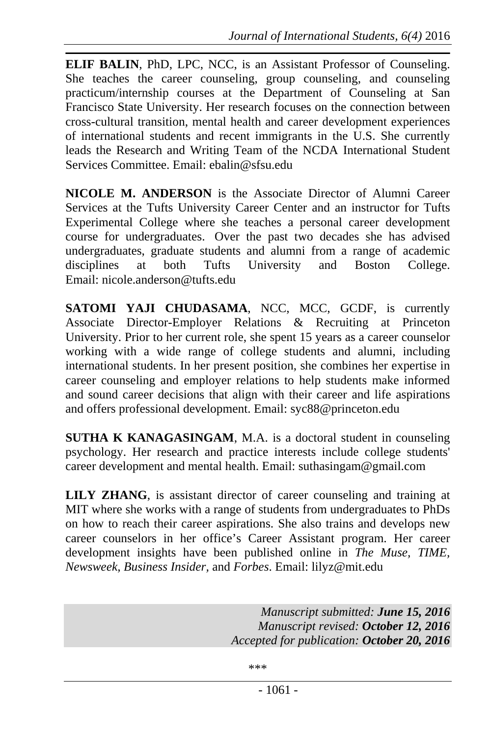**ELIF BALIN**, PhD, LPC, NCC, is an Assistant Professor of Counseling. She teaches the career counseling, group counseling, and counseling practicum/internship courses at the Department of Counseling at San Francisco State University. Her research focuses on the connection between cross-cultural transition, mental health and career development experiences of international students and recent immigrants in the U.S. She currently leads the Research and Writing Team of the NCDA International Student Services Committee. Email: ebalin@sfsu.edu

**NICOLE M. ANDERSON** is the Associate Director of Alumni Career Services at the Tufts University Career Center and an instructor for Tufts Experimental College where she teaches a personal career development course for undergraduates. Over the past two decades she has advised undergraduates, graduate students and alumni from a range of academic disciplines at both Tufts University and Boston College. Email: nicole.anderson@tufts.edu

**SATOMI YAJI CHUDASAMA**, NCC, MCC, GCDF, is currently Associate Director-Employer Relations & Recruiting at Princeton University. Prior to her current role, she spent 15 years as a career counselor working with a wide range of college students and alumni, including international students. In her present position, she combines her expertise in career counseling and employer relations to help students make informed and sound career decisions that align with their career and life aspirations and offers professional development. Email: syc88@princeton.edu

**SUTHA K KANAGASINGAM**, M.A. is a doctoral student in counseling psychology. Her research and practice interests include college students' career development and mental health. Email: suthasingam@gmail.com

**LILY ZHANG**, is assistant director of career counseling and training at MIT where she works with a range of students from undergraduates to PhDs on how to reach their career aspirations. She also trains and develops new career counselors in her office's Career Assistant program. Her career development insights have been published online in *The Muse, TIME, Newsweek, Business Insider,* and *Forbes*. Email: lilyz@mit.edu

*Manuscript submitted:* ***June 15, 2016***
*Manuscript revised:* ***October 12, 2016***
*Accepted for publication:* ***October 20, 2016***

\*\*\*